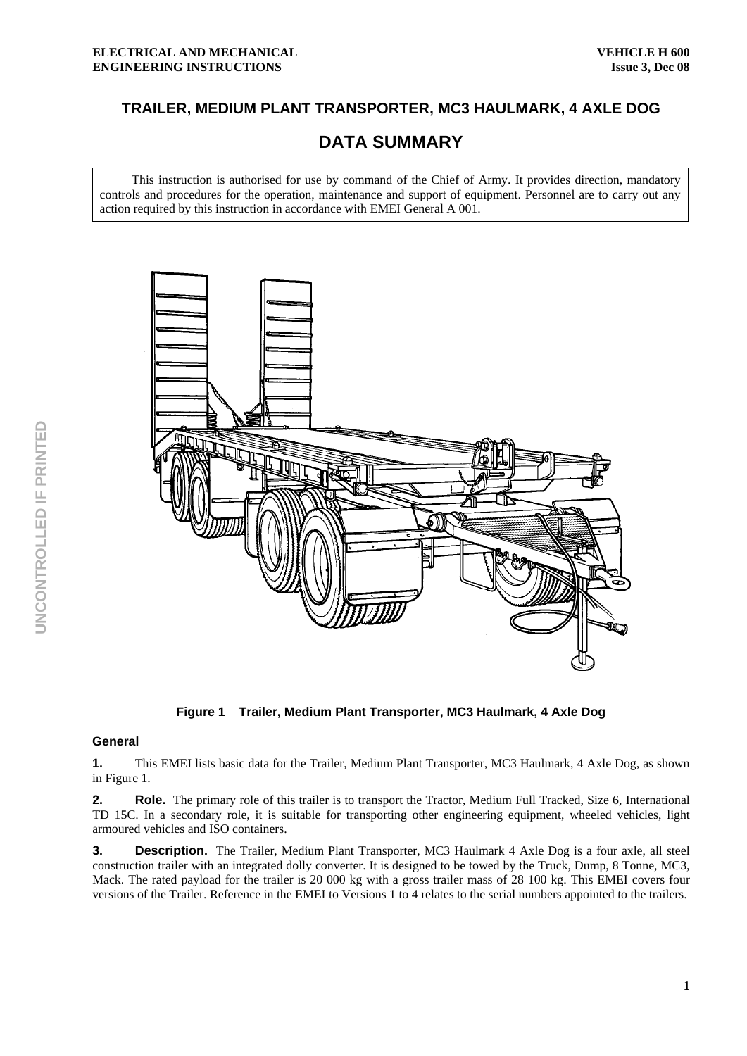# TRAILER, MEDIUM PLANT TRANSPORTER, MC3 HAULMARK, 4 AXLE DOG

## DATA SUMMARY

This instruction is authorised for use by command of the Chief of Army. It provides direction, mandatory controls and procedures for the operation, maintenance and support of equipment. Personnel are to carry out any action required by this instruction in accordance with EMEI General A 001.

**Figure 1 Trailer, Medium Plant Transporter, MC3 Haulmark, 4 Axle Dog**

### General

**1.** This EMEI lists basic data for the Trailer, Medium Plant Transporter, MC3 Haulmark, 4 Axle Dog, as shown in Figure 1.

**2. Role.** The primary role of this trailer is to transport the Tractor, Medium Full Tracked, Size 6, International TD 15C. In a secondary role, it is suitable for transporting other engineering equipment, wheeled vehicles, light armoured vehicles and ISO containers.

**3. Description.** The Trailer, Medium Plant Transporter, MC3 Haulmark 4 Axle Dog is a four axle, all steel construction trailer with an integrated dolly converter. It is designed to be towed by the Truck, Dump, 8 Tonne, MC3, Mack. The rated payload for the trailer is 20 000 kg with a gross trailer mass of 28 100 kg. This EMEI covers four versions of the Trailer. Reference in the EMEI to Versions 1 to 4 relates to the serial numbers appointed to the trailers.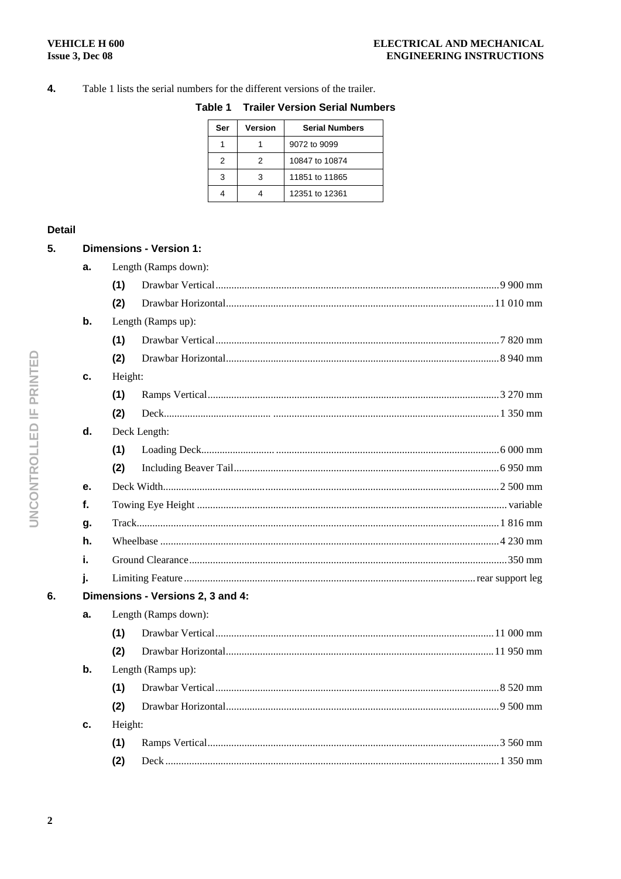**4.** Table 1 lists the serial numbers for the different versions of the trailer.

**Table 1 Trailer Version Serial Numbers**

| Ser | Version | Serial Numbers |
|---|---|---|
| 1 | 1 | 9072 to 9099 |
| 2 | 2 | 10847 to 10874 |
| 3 | 3 | 11851 to 11865 |
| 4 | 4 | 12351 to 12361 |

## Detail

**5. Dimensions - Version 1:**

**a.** Length (Ramps down):

- **(1)** Drawbar Vertical .......... 9 900 mm
- **(2)** Drawbar Horizontal .......... 11 010 mm

**b.** Length (Ramps up):

- **(1)** Drawbar Vertical .......... 7 820 mm
- **(2)** Drawbar Horizontal .......... 8 940 mm

**c.** Height:

- **(1)** Ramps Vertical .......... 3 270 mm
- **(2)** Deck .......... 1 350 mm

**d.** Deck Length:

- **(1)** Loading Deck .......... 6 000 mm
- **(2)** Including Beaver Tail .......... 6 950 mm

**e.** Deck Width .......... 2 500 mm

**f.** Towing Eye Height .......... variable

**g.** Track .......... 1 816 mm

**h.** Wheelbase .......... 4 230 mm

**i.** Ground Clearance .......... 350 mm

**j.** Limiting Feature .......... rear support leg

**6. Dimensions - Versions 2, 3 and 4:**

**a.** Length (Ramps down):

- **(1)** Drawbar Vertical .......... 11 000 mm
- **(2)** Drawbar Horizontal .......... 11 950 mm

**b.** Length (Ramps up):

- **(1)** Drawbar Vertical .......... 8 520 mm
- **(2)** Drawbar Horizontal .......... 9 500 mm

**c.** Height:

- **(1)** Ramps Vertical .......... 3 560 mm
- **(2)** Deck .......... 1 350 mm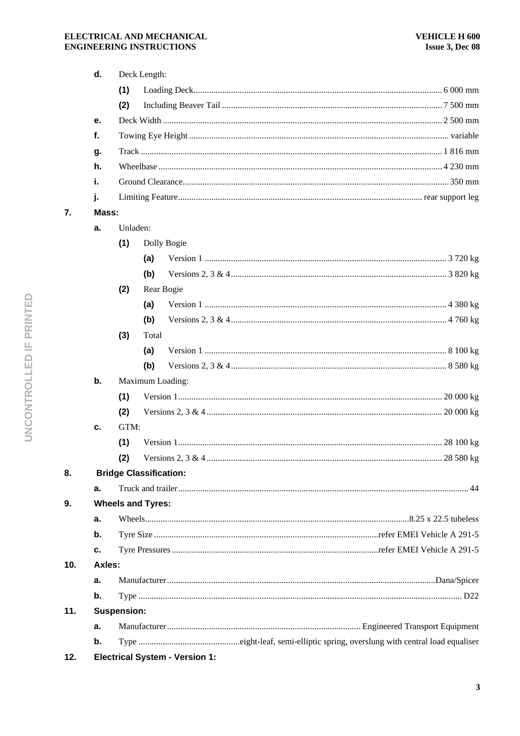d. Deck Length:

(1) Loading Deck ........ 6 000 mm

(2) Including Beaver Tail ........ 7 500 mm

e. Deck Width ........ 2 500 mm

f. Towing Eye Height ........ variable

g. Track ........ 1 816 mm

h. Wheelbase ........ 4 230 mm

i. Ground Clearance ........ 350 mm

j. Limiting Feature ........ rear support leg

**7. Mass:**

a. Unladen:

(1) Dolly Bogie

(a) Version 1 ........ 3 720 kg

(b) Versions 2, 3 & 4 ........ 3 820 kg

(2) Rear Bogie

(a) Version 1 ........ 4 380 kg

(b) Versions 2, 3 & 4 ........ 4 760 kg

(3) Total

(a) Version 1 ........ 8 100 kg

(b) Versions 2, 3 & 4 ........ 8 580 kg

b. Maximum Loading:

(1) Version 1 ........ 20 000 kg

(2) Versions 2, 3 & 4 ........ 20 000 kg

c. GTM:

(1) Version 1 ........ 28 100 kg

(2) Versions 2, 3 & 4 ........ 28 580 kg

**8. Bridge Classification:**

a. Truck and trailer ........ 44

**9. Wheels and Tyres:**

a. Wheels ........ 8.25 x 22.5 tubeless

b. Tyre Size ........ refer EMEI Vehicle A 291-5

c. Tyre Pressures ........ refer EMEI Vehicle A 291-5

**10. Axles:**

a. Manufacturer ........ Dana/Spicer

b. Type ........ D22

**11. Suspension:**

a. Manufacturer ........ Engineered Transport Equipment

b. Type ........ eight-leaf, semi-elliptic spring, overslung with central load equaliser

**12. Electrical System - Version 1:**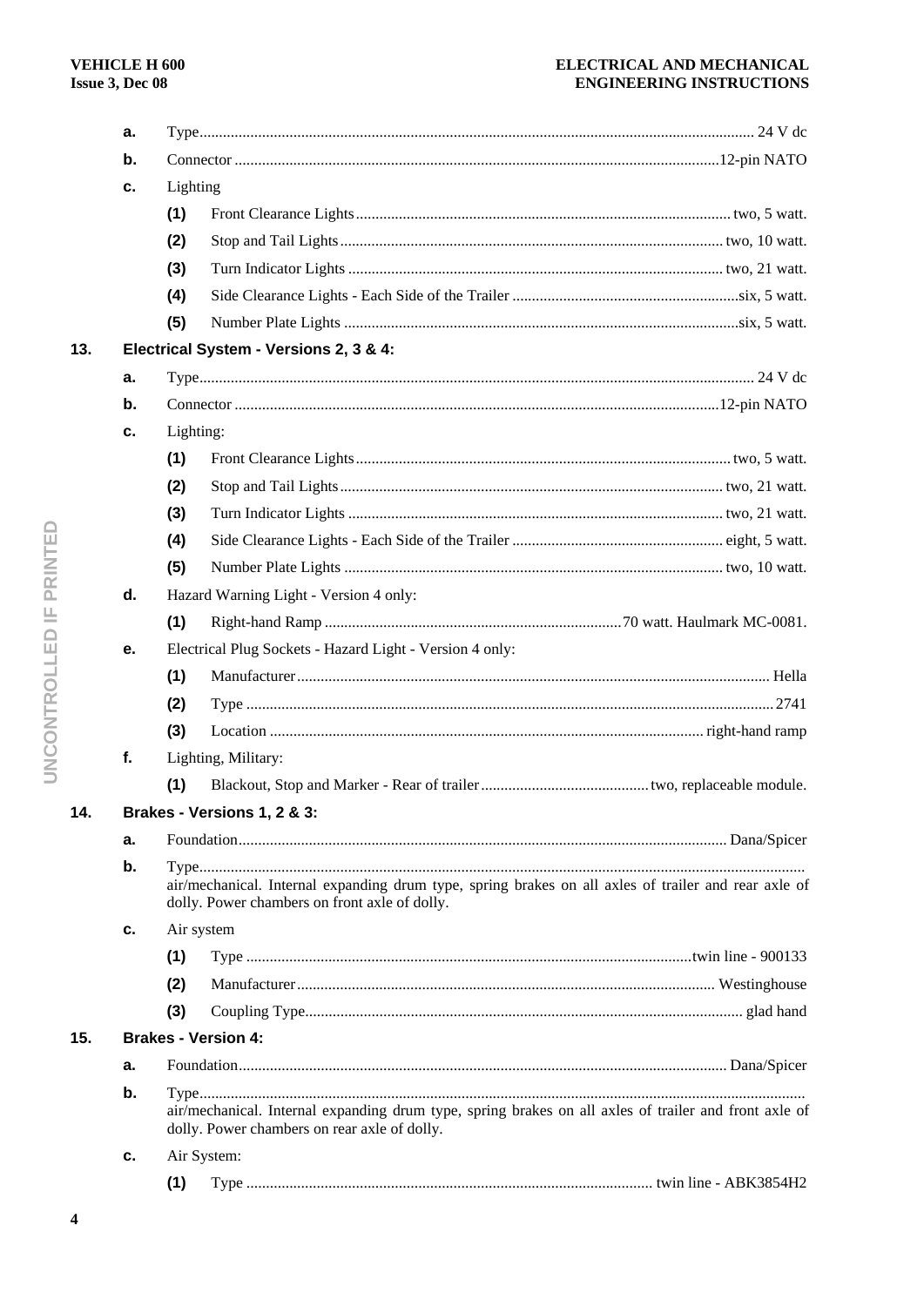a. Type ... 24 V dc

b. Connector ... 12-pin NATO

c. Lighting

   (1) Front Clearance Lights ... two, 5 watt.

   (2) Stop and Tail Lights ... two, 10 watt.

   (3) Turn Indicator Lights ... two, 21 watt.

   (4) Side Clearance Lights - Each Side of the Trailer ... six, 5 watt.

   (5) Number Plate Lights ... six, 5 watt.

**13. Electrical System - Versions 2, 3 & 4:**

a. Type ... 24 V dc

b. Connector ... 12-pin NATO

c. Lighting:

   (1) Front Clearance Lights ... two, 5 watt.

   (2) Stop and Tail Lights ... two, 21 watt.

   (3) Turn Indicator Lights ... two, 21 watt.

   (4) Side Clearance Lights - Each Side of the Trailer ... eight, 5 watt.

   (5) Number Plate Lights ... two, 10 watt.

d. Hazard Warning Light - Version 4 only:

   (1) Right-hand Ramp ... 70 watt. Haulmark MC-0081.

e. Electrical Plug Sockets - Hazard Light - Version 4 only:

   (1) Manufacturer ... Hella

   (2) Type ... 2741

   (3) Location ... right-hand ramp

f. Lighting, Military:

   (1) Blackout, Stop and Marker - Rear of trailer ... two, replaceable module.

**14. Brakes - Versions 1, 2 & 3:**

a. Foundation ... Dana/Spicer

b. Type ... air/mechanical. Internal expanding drum type, spring brakes on all axles of trailer and rear axle of dolly. Power chambers on front axle of dolly.

c. Air system

   (1) Type ... twin line - 900133

   (2) Manufacturer ... Westinghouse

   (3) Coupling Type ... glad hand

**15. Brakes - Version 4:**

a. Foundation ... Dana/Spicer

b. Type ... air/mechanical. Internal expanding drum type, spring brakes on all axles of trailer and front axle of dolly. Power chambers on rear axle of dolly.

c. Air System:

   (1) Type ... twin line - ABK3854H2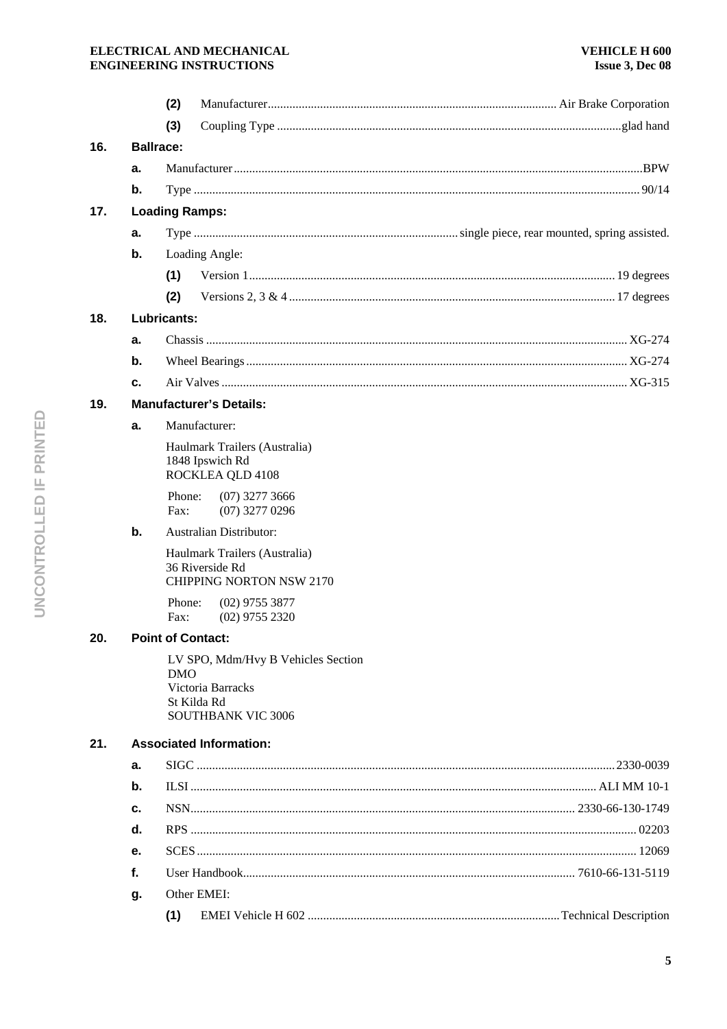(2) Manufacturer ........ Air Brake Corporation

(3) Coupling Type ........ glad hand

**16. Ballrace:**

**a.** Manufacturer ........ BPW

**b.** Type ........ 90/14

**17. Loading Ramps:**

**a.** Type ........ single piece, rear mounted, spring assisted.

**b.** Loading Angle:

(1) Version 1 ........ 19 degrees

(2) Versions 2, 3 & 4 ........ 17 degrees

**18. Lubricants:**

**a.** Chassis ........ XG-274

**b.** Wheel Bearings ........ XG-274

**c.** Air Valves ........ XG-315

**19. Manufacturer's Details:**

**a.** Manufacturer:

Haulmark Trailers (Australia)
1848 Ipswich Rd
ROCKLEA QLD 4108

Phone: (07) 3277 3666
Fax: (07) 3277 0296

**b.** Australian Distributor:

Haulmark Trailers (Australia)
36 Riverside Rd
CHIPPING NORTON NSW 2170

Phone: (02) 9755 3877
Fax: (02) 9755 2320

**20. Point of Contact:**

LV SPO, Mdm/Hvy B Vehicles Section
DMO
Victoria Barracks
St Kilda Rd
SOUTHBANK VIC 3006

**21. Associated Information:**

**a.** SIGC ........ 2330-0039

**b.** ILSI ........ ALI MM 10-1

**c.** NSN ........ 2330-66-130-1749

**d.** RPS ........ 02203

**e.** SCES ........ 12069

**f.** User Handbook ........ 7610-66-131-5119

**g.** Other EMEI:

(1) EMEI Vehicle H 602 ........ Technical Description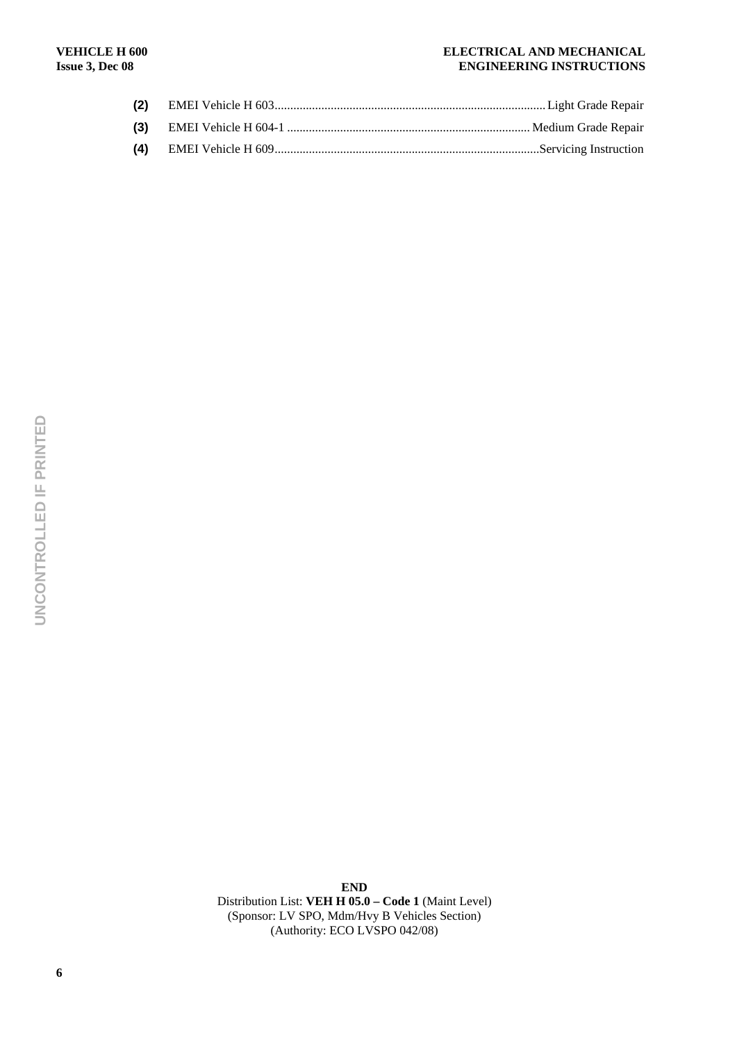**(2)** EMEI Vehicle H 603 ........................................................................................ Light Grade Repair

**(3)** EMEI Vehicle H 604-1 .............................................................................. Medium Grade Repair

**(4)** EMEI Vehicle H 609 ...................................................................................... Servicing Instruction

UNCONTROLLED IF PRINTED

**END**

Distribution List: **VEH H 05.0 – Code 1** (Maint Level)
(Sponsor: LV SPO, Mdm/Hvy B Vehicles Section)
(Authority: ECO LVSPO 042/08)